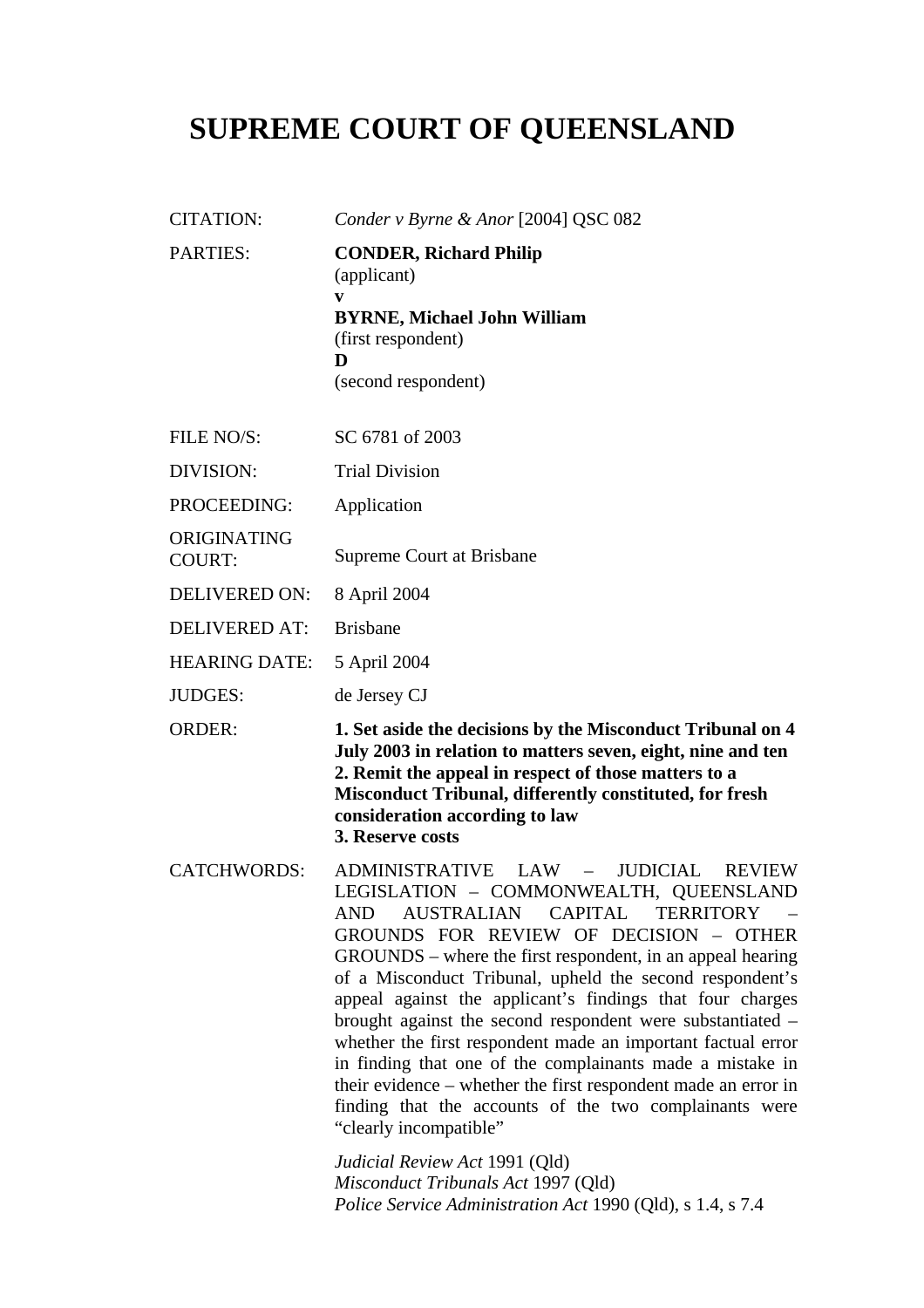# SUPREME COURT OF QUEENSLAND

| | |
|---|---|
| CITATION: | *Conder v Byrne & Anor* [2004] QSC 082 |
| PARTIES: | **CONDER, Richard Philip**<br>(applicant)<br>**v**<br>**BYRNE, Michael John William**<br>(first respondent)<br>**D**<br>(second respondent) |
| FILE NO/S: | SC 6781 of 2003 |
| DIVISION: | Trial Division |
| PROCEEDING: | Application |
| ORIGINATING COURT: | Supreme Court at Brisbane |
| DELIVERED ON: | 8 April 2004 |
| DELIVERED AT: | Brisbane |
| HEARING DATE: | 5 April 2004 |
| JUDGES: | de Jersey CJ |
| ORDER: | **1. Set aside the decisions by the Misconduct Tribunal on 4 July 2003 in relation to matters seven, eight, nine and ten**<br>**2. Remit the appeal in respect of those matters to a Misconduct Tribunal, differently constituted, for fresh consideration according to law**<br>**3. Reserve costs** |
| CATCHWORDS: | ADMINISTRATIVE LAW – JUDICIAL REVIEW LEGISLATION – COMMONWEALTH, QUEENSLAND AND AUSTRALIAN CAPITAL TERRITORY – GROUNDS FOR REVIEW OF DECISION – OTHER GROUNDS – where the first respondent, in an appeal hearing of a Misconduct Tribunal, upheld the second respondent's appeal against the applicant's findings that four charges brought against the second respondent were substantiated – whether the first respondent made an important factual error in finding that one of the complainants made a mistake in their evidence – whether the first respondent made an error in finding that the accounts of the two complainants were "clearly incompatible"<br><br>*Judicial Review Act* 1991 (Qld)<br>*Misconduct Tribunals Act* 1997 (Qld)<br>*Police Service Administration Act* 1990 (Qld), s 1.4, s 7.4 |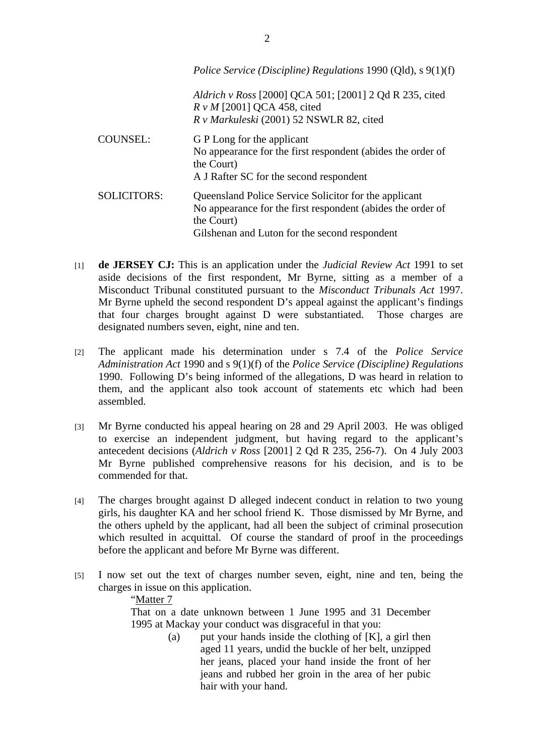*Police Service (Discipline) Regulations* 1990 (Qld), s 9(1)(f)

*Aldrich v Ross* [2000] QCA 501; [2001] 2 Qd R 235, cited
*R v M* [2001] QCA 458, cited
*R v Markuleski* (2001) 52 NSWLR 82, cited

| | |
|---|---|
| COUNSEL: | G P Long for the applicant<br>No appearance for the first respondent (abides the order of the Court)<br>A J Rafter SC for the second respondent |
| SOLICITORS: | Queensland Police Service Solicitor for the applicant<br>No appearance for the first respondent (abides the order of the Court)<br>Gilshenan and Luton for the second respondent |

[1] **de JERSEY CJ:** This is an application under the *Judicial Review Act* 1991 to set aside decisions of the first respondent, Mr Byrne, sitting as a member of a Misconduct Tribunal constituted pursuant to the *Misconduct Tribunals Act* 1997. Mr Byrne upheld the second respondent D's appeal against the applicant's findings that four charges brought against D were substantiated. Those charges are designated numbers seven, eight, nine and ten.

[2] The applicant made his determination under s 7.4 of the *Police Service Administration Act* 1990 and s 9(1)(f) of the *Police Service (Discipline) Regulations* 1990. Following D's being informed of the allegations, D was heard in relation to them, and the applicant also took account of statements etc which had been assembled.

[3] Mr Byrne conducted his appeal hearing on 28 and 29 April 2003. He was obliged to exercise an independent judgment, but having regard to the applicant's antecedent decisions (*Aldrich v Ross* [2001] 2 Qd R 235, 256-7). On 4 July 2003 Mr Byrne published comprehensive reasons for his decision, and is to be commended for that.

[4] The charges brought against D alleged indecent conduct in relation to two young girls, his daughter KA and her school friend K. Those dismissed by Mr Byrne, and the others upheld by the applicant, had all been the subject of criminal prosecution which resulted in acquittal. Of course the standard of proof in the proceedings before the applicant and before Mr Byrne was different.

[5] I now set out the text of charges number seven, eight, nine and ten, being the charges in issue on this application.

> "<u>Matter 7</u>
>
> That on a date unknown between 1 June 1995 and 31 December 1995 at Mackay your conduct was disgraceful in that you:
>
> (a) put your hands inside the clothing of [K], a girl then aged 11 years, undid the buckle of her belt, unzipped her jeans, placed your hand inside the front of her jeans and rubbed her groin in the area of her pubic hair with your hand.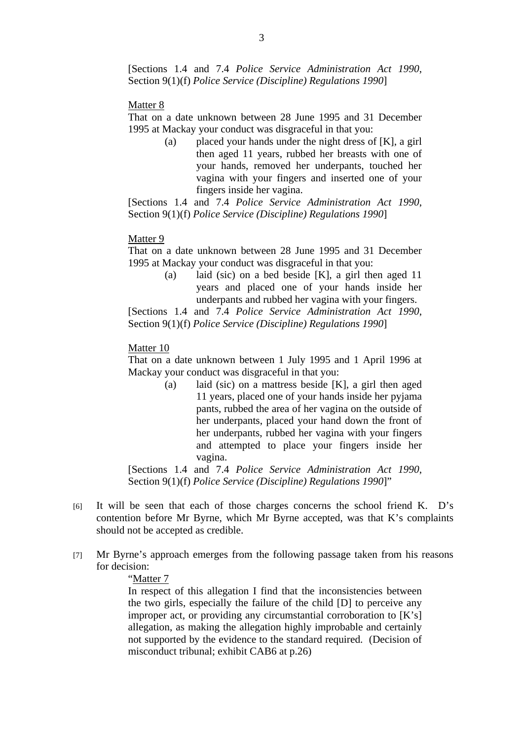[Sections 1.4 and 7.4 *Police Service Administration Act 1990*, Section 9(1)(f) *Police Service (Discipline) Regulations 1990*]

Matter 8

That on a date unknown between 28 June 1995 and 31 December 1995 at Mackay your conduct was disgraceful in that you:

(a) placed your hands under the night dress of [K], a girl then aged 11 years, rubbed her breasts with one of your hands, removed her underpants, touched her vagina with your fingers and inserted one of your fingers inside her vagina.

[Sections 1.4 and 7.4 *Police Service Administration Act 1990*, Section 9(1)(f) *Police Service (Discipline) Regulations 1990*]

Matter 9

That on a date unknown between 28 June 1995 and 31 December 1995 at Mackay your conduct was disgraceful in that you:

(a) laid (sic) on a bed beside [K], a girl then aged 11 years and placed one of your hands inside her underpants and rubbed her vagina with your fingers.

[Sections 1.4 and 7.4 *Police Service Administration Act 1990*, Section 9(1)(f) *Police Service (Discipline) Regulations 1990*]

Matter 10

That on a date unknown between 1 July 1995 and 1 April 1996 at Mackay your conduct was disgraceful in that you:

(a) laid (sic) on a mattress beside [K], a girl then aged 11 years, placed one of your hands inside her pyjama pants, rubbed the area of her vagina on the outside of her underpants, placed your hand down the front of her underpants, rubbed her vagina with your fingers and attempted to place your fingers inside her vagina.

[Sections 1.4 and 7.4 *Police Service Administration Act 1990*, Section 9(1)(f) *Police Service (Discipline) Regulations 1990*]"

[6] It will be seen that each of those charges concerns the school friend K. D's contention before Mr Byrne, which Mr Byrne accepted, was that K's complaints should not be accepted as credible.

[7] Mr Byrne's approach emerges from the following passage taken from his reasons for decision:

"Matter 7

In respect of this allegation I find that the inconsistencies between the two girls, especially the failure of the child [D] to perceive any improper act, or providing any circumstantial corroboration to [K's] allegation, as making the allegation highly improbable and certainly not supported by the evidence to the standard required. (Decision of misconduct tribunal; exhibit CAB6 at p.26)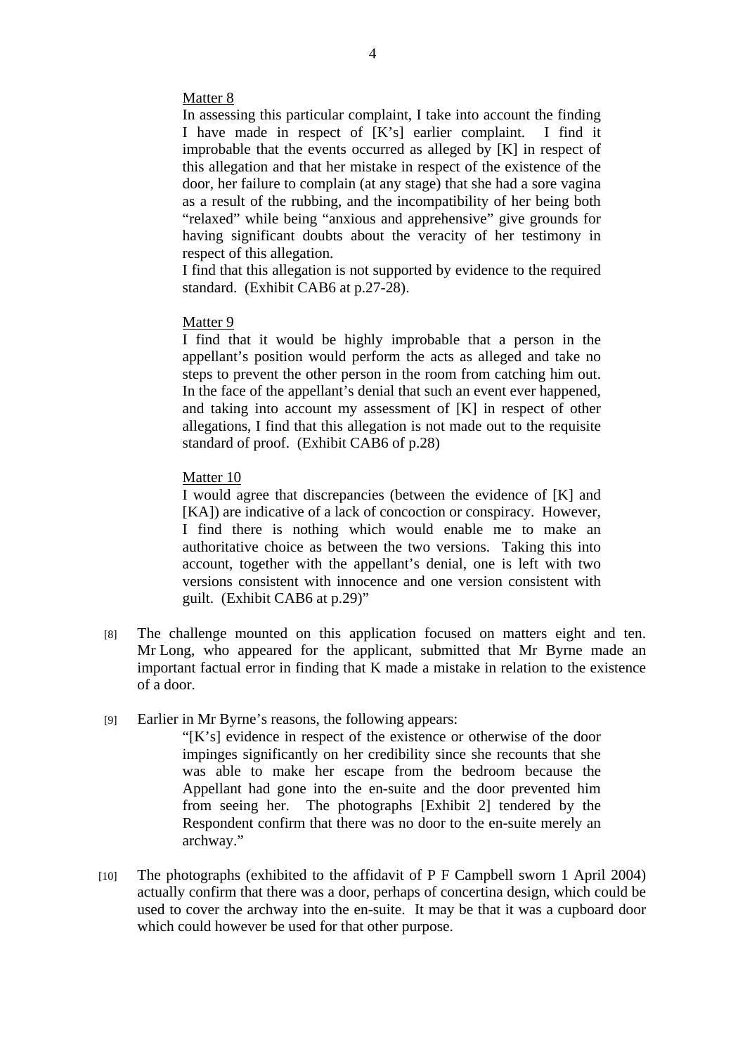Matter 8

In assessing this particular complaint, I take into account the finding I have made in respect of [K's] earlier complaint. I find it improbable that the events occurred as alleged by [K] in respect of this allegation and that her mistake in respect of the existence of the door, her failure to complain (at any stage) that she had a sore vagina as a result of the rubbing, and the incompatibility of her being both "relaxed" while being "anxious and apprehensive" give grounds for having significant doubts about the veracity of her testimony in respect of this allegation.

I find that this allegation is not supported by evidence to the required standard. (Exhibit CAB6 at p.27-28).

Matter 9

I find that it would be highly improbable that a person in the appellant's position would perform the acts as alleged and take no steps to prevent the other person in the room from catching him out. In the face of the appellant's denial that such an event ever happened, and taking into account my assessment of [K] in respect of other allegations, I find that this allegation is not made out to the requisite standard of proof. (Exhibit CAB6 of p.28)

Matter 10

I would agree that discrepancies (between the evidence of [K] and [KA]) are indicative of a lack of concoction or conspiracy. However, I find there is nothing which would enable me to make an authoritative choice as between the two versions. Taking this into account, together with the appellant's denial, one is left with two versions consistent with innocence and one version consistent with guilt. (Exhibit CAB6 at p.29)"

[8] The challenge mounted on this application focused on matters eight and ten. Mr Long, who appeared for the applicant, submitted that Mr Byrne made an important factual error in finding that K made a mistake in relation to the existence of a door.

[9] Earlier in Mr Byrne's reasons, the following appears:

> "[K's] evidence in respect of the existence or otherwise of the door impinges significantly on her credibility since she recounts that she was able to make her escape from the bedroom because the Appellant had gone into the en-suite and the door prevented him from seeing her. The photographs [Exhibit 2] tendered by the Respondent confirm that there was no door to the en-suite merely an archway."

[10] The photographs (exhibited to the affidavit of P F Campbell sworn 1 April 2004) actually confirm that there was a door, perhaps of concertina design, which could be used to cover the archway into the en-suite. It may be that it was a cupboard door which could however be used for that other purpose.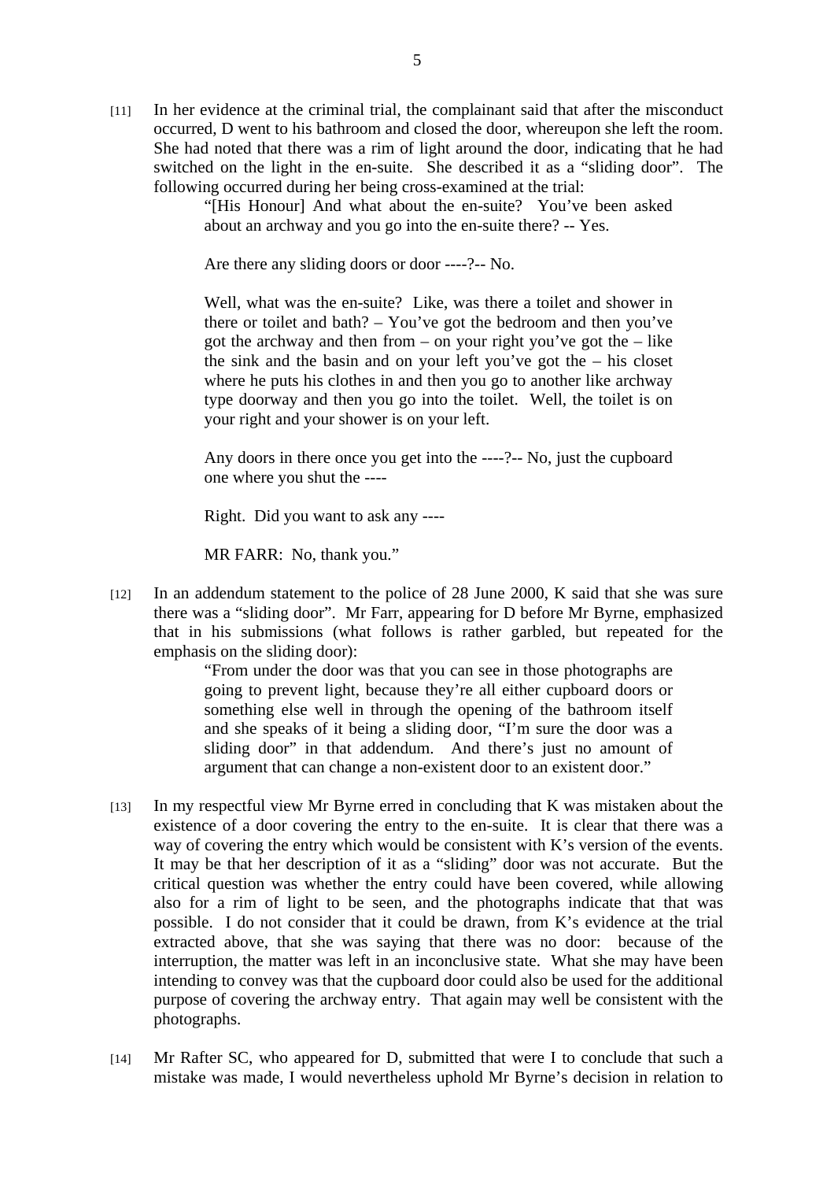[11] In her evidence at the criminal trial, the complainant said that after the misconduct occurred, D went to his bathroom and closed the door, whereupon she left the room. She had noted that there was a rim of light around the door, indicating that he had switched on the light in the en-suite. She described it as a "sliding door". The following occurred during her being cross-examined at the trial:

> "[His Honour] And what about the en-suite? You've been asked about an archway and you go into the en-suite there? -- Yes.
>
> Are there any sliding doors or door ----?-- No.
>
> Well, what was the en-suite? Like, was there a toilet and shower in there or toilet and bath? – You've got the bedroom and then you've got the archway and then from – on your right you've got the – like the sink and the basin and on your left you've got the – his closet where he puts his clothes in and then you go to another like archway type doorway and then you go into the toilet. Well, the toilet is on your right and your shower is on your left.
>
> Any doors in there once you get into the ----?-- No, just the cupboard one where you shut the ----
>
> Right. Did you want to ask any ----
>
> MR FARR: No, thank you."

[12] In an addendum statement to the police of 28 June 2000, K said that she was sure there was a "sliding door". Mr Farr, appearing for D before Mr Byrne, emphasized that in his submissions (what follows is rather garbled, but repeated for the emphasis on the sliding door):

> "From under the door was that you can see in those photographs are going to prevent light, because they're all either cupboard doors or something else well in through the opening of the bathroom itself and she speaks of it being a sliding door, "I'm sure the door was a sliding door" in that addendum. And there's just no amount of argument that can change a non-existent door to an existent door."

[13] In my respectful view Mr Byrne erred in concluding that K was mistaken about the existence of a door covering the entry to the en-suite. It is clear that there was a way of covering the entry which would be consistent with K's version of the events. It may be that her description of it as a "sliding" door was not accurate. But the critical question was whether the entry could have been covered, while allowing also for a rim of light to be seen, and the photographs indicate that that was possible. I do not consider that it could be drawn, from K's evidence at the trial extracted above, that she was saying that there was no door: because of the interruption, the matter was left in an inconclusive state. What she may have been intending to convey was that the cupboard door could also be used for the additional purpose of covering the archway entry. That again may well be consistent with the photographs.

[14] Mr Rafter SC, who appeared for D, submitted that were I to conclude that such a mistake was made, I would nevertheless uphold Mr Byrne's decision in relation to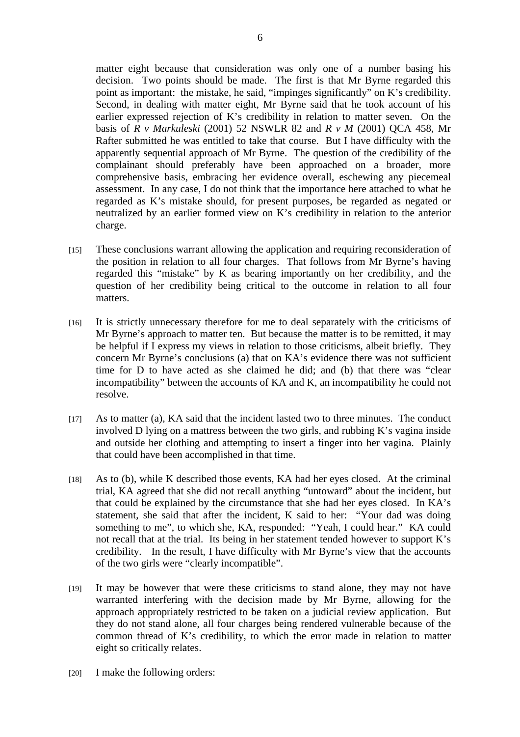matter eight because that consideration was only one of a number basing his decision. Two points should be made. The first is that Mr Byrne regarded this point as important: the mistake, he said, "impinges significantly" on K's credibility. Second, in dealing with matter eight, Mr Byrne said that he took account of his earlier expressed rejection of K's credibility in relation to matter seven. On the basis of *R v Markuleski* (2001) 52 NSWLR 82 and *R v M* (2001) QCA 458, Mr Rafter submitted he was entitled to take that course. But I have difficulty with the apparently sequential approach of Mr Byrne. The question of the credibility of the complainant should preferably have been approached on a broader, more comprehensive basis, embracing her evidence overall, eschewing any piecemeal assessment. In any case, I do not think that the importance here attached to what he regarded as K's mistake should, for present purposes, be regarded as negated or neutralized by an earlier formed view on K's credibility in relation to the anterior charge.

[15] These conclusions warrant allowing the application and requiring reconsideration of the position in relation to all four charges. That follows from Mr Byrne's having regarded this "mistake" by K as bearing importantly on her credibility, and the question of her credibility being critical to the outcome in relation to all four matters.

[16] It is strictly unnecessary therefore for me to deal separately with the criticisms of Mr Byrne's approach to matter ten. But because the matter is to be remitted, it may be helpful if I express my views in relation to those criticisms, albeit briefly. They concern Mr Byrne's conclusions (a) that on KA's evidence there was not sufficient time for D to have acted as she claimed he did; and (b) that there was "clear incompatibility" between the accounts of KA and K, an incompatibility he could not resolve.

[17] As to matter (a), KA said that the incident lasted two to three minutes. The conduct involved D lying on a mattress between the two girls, and rubbing K's vagina inside and outside her clothing and attempting to insert a finger into her vagina. Plainly that could have been accomplished in that time.

[18] As to (b), while K described those events, KA had her eyes closed. At the criminal trial, KA agreed that she did not recall anything "untoward" about the incident, but that could be explained by the circumstance that she had her eyes closed. In KA's statement, she said that after the incident, K said to her: "Your dad was doing something to me", to which she, KA, responded: "Yeah, I could hear." KA could not recall that at the trial. Its being in her statement tended however to support K's credibility. In the result, I have difficulty with Mr Byrne's view that the accounts of the two girls were "clearly incompatible".

[19] It may be however that were these criticisms to stand alone, they may not have warranted interfering with the decision made by Mr Byrne, allowing for the approach appropriately restricted to be taken on a judicial review application. But they do not stand alone, all four charges being rendered vulnerable because of the common thread of K's credibility, to which the error made in relation to matter eight so critically relates.

[20] I make the following orders: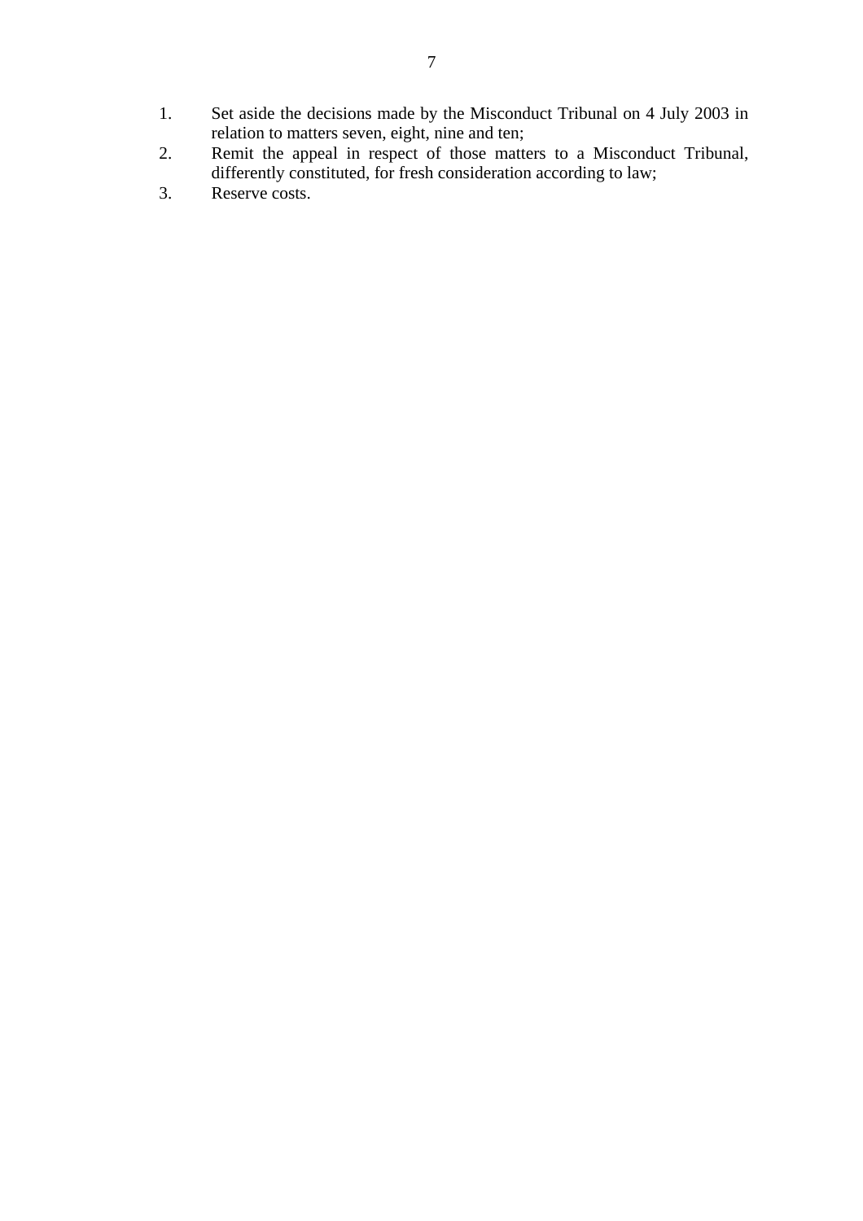1. Set aside the decisions made by the Misconduct Tribunal on 4 July 2003 in relation to matters seven, eight, nine and ten;
2. Remit the appeal in respect of those matters to a Misconduct Tribunal, differently constituted, for fresh consideration according to law;
3. Reserve costs.